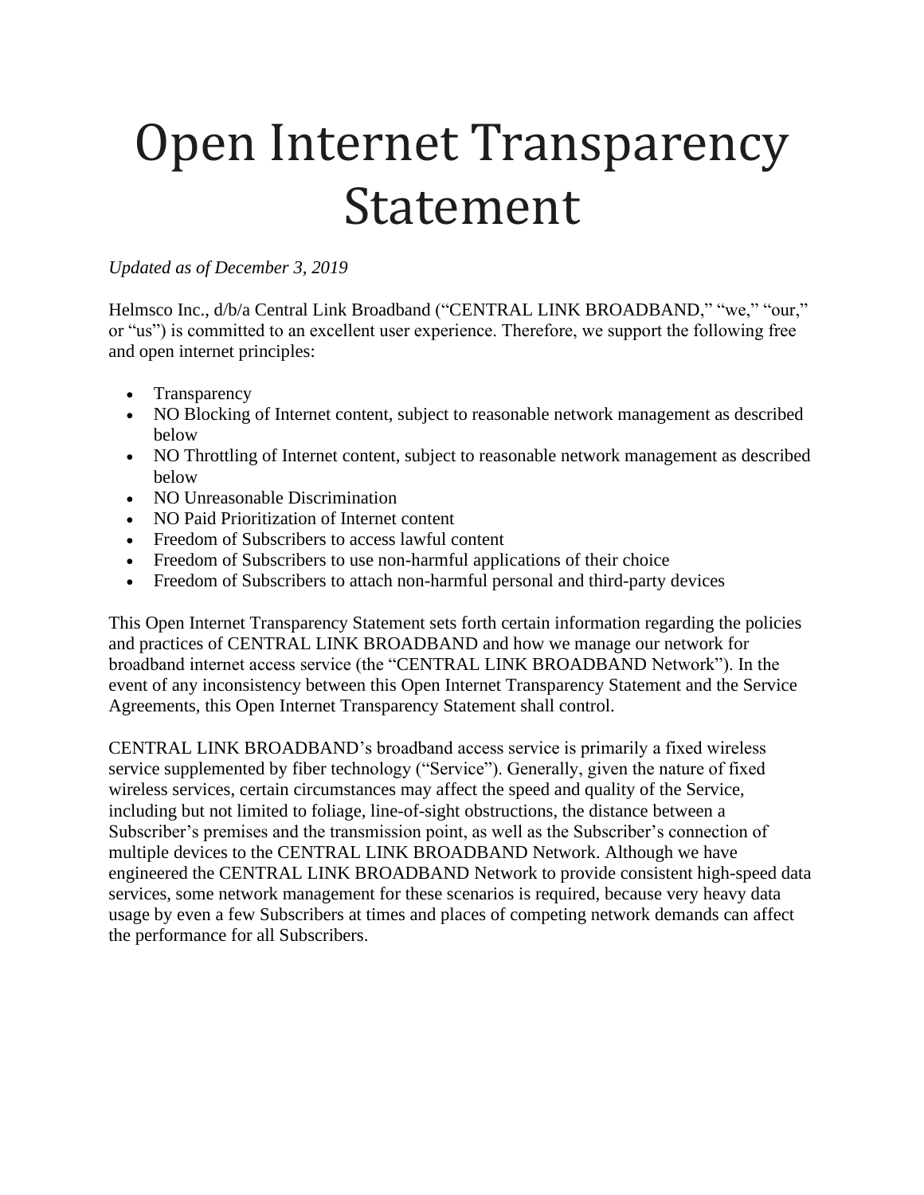# Open Internet Transparency Statement

*Updated as of December 3, 2019*

Helmsco Inc., d/b/a Central Link Broadband ("CENTRAL LINK BROADBAND," "we," "our," or "us") is committed to an excellent user experience. Therefore, we support the following free and open internet principles:

- Transparency
- NO Blocking of Internet content, subject to reasonable network management as described below
- NO Throttling of Internet content, subject to reasonable network management as described below
- NO Unreasonable Discrimination
- NO Paid Prioritization of Internet content
- Freedom of Subscribers to access lawful content
- Freedom of Subscribers to use non-harmful applications of their choice
- Freedom of Subscribers to attach non-harmful personal and third-party devices

This Open Internet Transparency Statement sets forth certain information regarding the policies and practices of CENTRAL LINK BROADBAND and how we manage our network for broadband internet access service (the "CENTRAL LINK BROADBAND Network"). In the event of any inconsistency between this Open Internet Transparency Statement and the Service Agreements, this Open Internet Transparency Statement shall control.

CENTRAL LINK BROADBAND's broadband access service is primarily a fixed wireless service supplemented by fiber technology ("Service"). Generally, given the nature of fixed wireless services, certain circumstances may affect the speed and quality of the Service, including but not limited to foliage, line-of-sight obstructions, the distance between a Subscriber's premises and the transmission point, as well as the Subscriber's connection of multiple devices to the CENTRAL LINK BROADBAND Network. Although we have engineered the CENTRAL LINK BROADBAND Network to provide consistent high-speed data services, some network management for these scenarios is required, because very heavy data usage by even a few Subscribers at times and places of competing network demands can affect the performance for all Subscribers.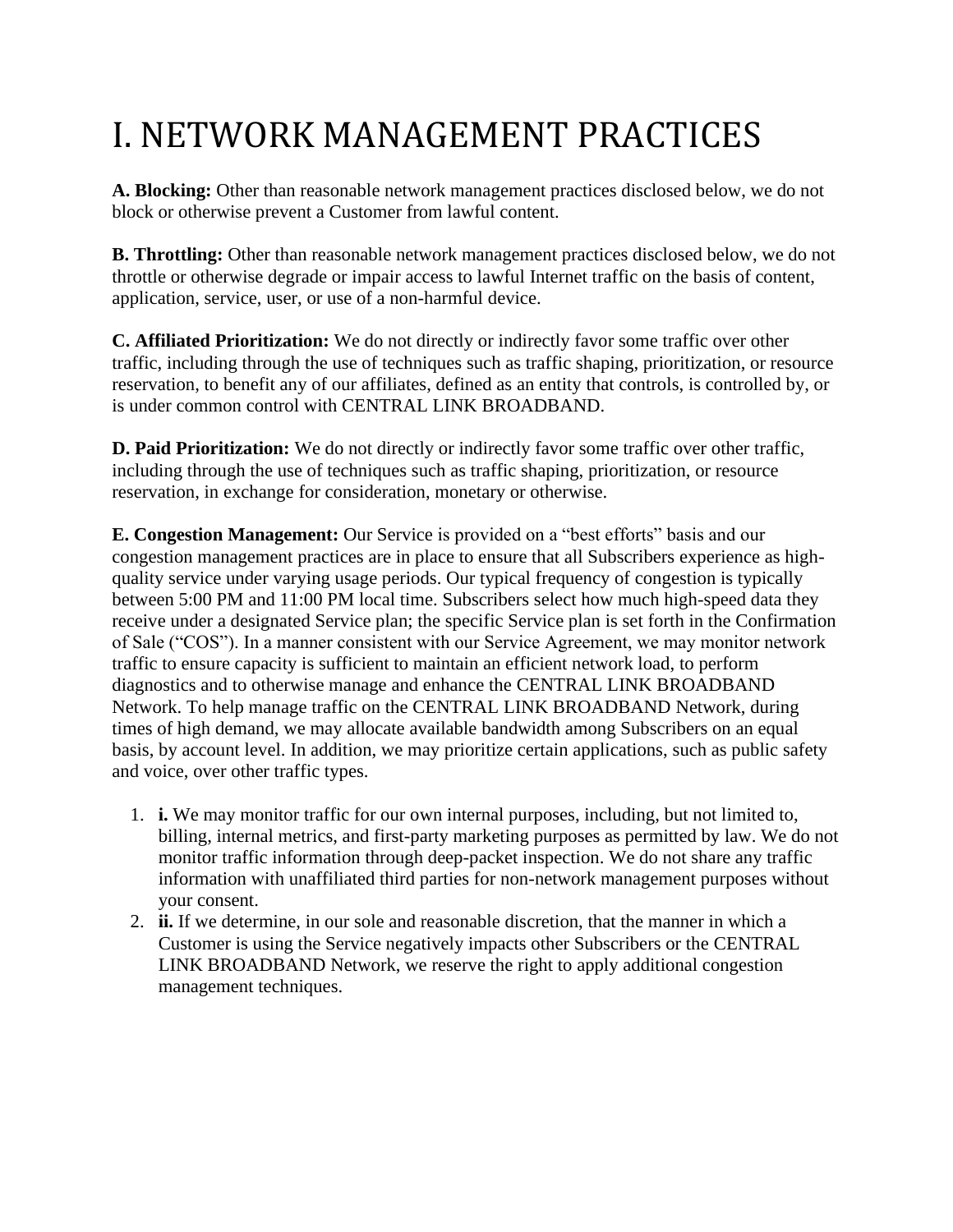# I. NETWORK MANAGEMENT PRACTICES

**A. Blocking:** Other than reasonable network management practices disclosed below, we do not block or otherwise prevent a Customer from lawful content.

**B. Throttling:** Other than reasonable network management practices disclosed below, we do not throttle or otherwise degrade or impair access to lawful Internet traffic on the basis of content, application, service, user, or use of a non-harmful device.

**C. Affiliated Prioritization:** We do not directly or indirectly favor some traffic over other traffic, including through the use of techniques such as traffic shaping, prioritization, or resource reservation, to benefit any of our affiliates, defined as an entity that controls, is controlled by, or is under common control with CENTRAL LINK BROADBAND.

**D. Paid Prioritization:** We do not directly or indirectly favor some traffic over other traffic, including through the use of techniques such as traffic shaping, prioritization, or resource reservation, in exchange for consideration, monetary or otherwise.

**E. Congestion Management:** Our Service is provided on a "best efforts" basis and our congestion management practices are in place to ensure that all Subscribers experience as high-quality service under varying usage periods. Our typical frequency of congestion is typically between 5:00 PM and 11:00 PM local time. Subscribers select how much high-speed data they receive under a designated Service plan; the specific Service plan is set forth in the Confirmation of Sale ("COS"). In a manner consistent with our Service Agreement, we may monitor network traffic to ensure capacity is sufficient to maintain an efficient network load, to perform diagnostics and to otherwise manage and enhance the CENTRAL LINK BROADBAND Network. To help manage traffic on the CENTRAL LINK BROADBAND Network, during times of high demand, we may allocate available bandwidth among Subscribers on an equal basis, by account level. In addition, we may prioritize certain applications, such as public safety and voice, over other traffic types.

1. **i.** We may monitor traffic for our own internal purposes, including, but not limited to, billing, internal metrics, and first-party marketing purposes as permitted by law. We do not monitor traffic information through deep-packet inspection. We do not share any traffic information with unaffiliated third parties for non-network management purposes without your consent.
2. **ii.** If we determine, in our sole and reasonable discretion, that the manner in which a Customer is using the Service negatively impacts other Subscribers or the CENTRAL LINK BROADBAND Network, we reserve the right to apply additional congestion management techniques.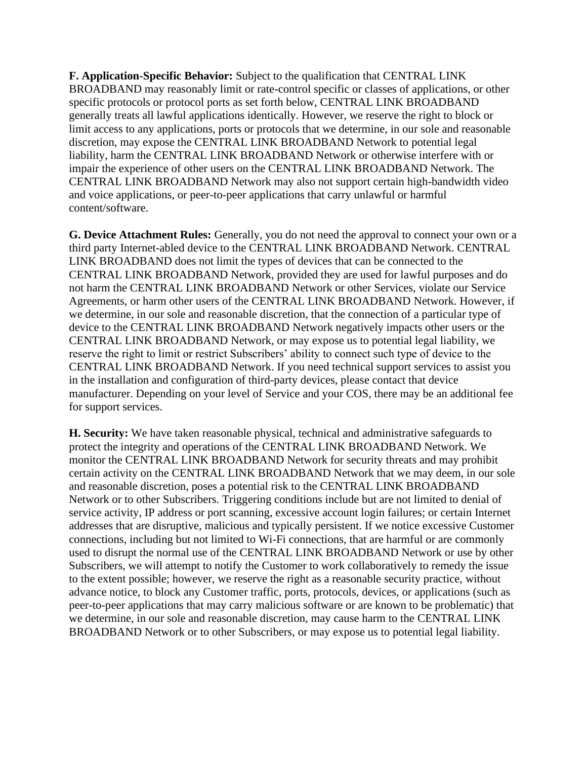**F. Application-Specific Behavior:** Subject to the qualification that CENTRAL LINK BROADBAND may reasonably limit or rate-control specific or classes of applications, or other specific protocols or protocol ports as set forth below, CENTRAL LINK BROADBAND generally treats all lawful applications identically. However, we reserve the right to block or limit access to any applications, ports or protocols that we determine, in our sole and reasonable discretion, may expose the CENTRAL LINK BROADBAND Network to potential legal liability, harm the CENTRAL LINK BROADBAND Network or otherwise interfere with or impair the experience of other users on the CENTRAL LINK BROADBAND Network. The CENTRAL LINK BROADBAND Network may also not support certain high-bandwidth video and voice applications, or peer-to-peer applications that carry unlawful or harmful content/software.

**G. Device Attachment Rules:** Generally, you do not need the approval to connect your own or a third party Internet-abled device to the CENTRAL LINK BROADBAND Network. CENTRAL LINK BROADBAND does not limit the types of devices that can be connected to the CENTRAL LINK BROADBAND Network, provided they are used for lawful purposes and do not harm the CENTRAL LINK BROADBAND Network or other Services, violate our Service Agreements, or harm other users of the CENTRAL LINK BROADBAND Network. However, if we determine, in our sole and reasonable discretion, that the connection of a particular type of device to the CENTRAL LINK BROADBAND Network negatively impacts other users or the CENTRAL LINK BROADBAND Network, or may expose us to potential legal liability, we reserve the right to limit or restrict Subscribers' ability to connect such type of device to the CENTRAL LINK BROADBAND Network. If you need technical support services to assist you in the installation and configuration of third-party devices, please contact that device manufacturer. Depending on your level of Service and your COS, there may be an additional fee for support services.

**H. Security:** We have taken reasonable physical, technical and administrative safeguards to protect the integrity and operations of the CENTRAL LINK BROADBAND Network. We monitor the CENTRAL LINK BROADBAND Network for security threats and may prohibit certain activity on the CENTRAL LINK BROADBAND Network that we may deem, in our sole and reasonable discretion, poses a potential risk to the CENTRAL LINK BROADBAND Network or to other Subscribers. Triggering conditions include but are not limited to denial of service activity, IP address or port scanning, excessive account login failures; or certain Internet addresses that are disruptive, malicious and typically persistent. If we notice excessive Customer connections, including but not limited to Wi-Fi connections, that are harmful or are commonly used to disrupt the normal use of the CENTRAL LINK BROADBAND Network or use by other Subscribers, we will attempt to notify the Customer to work collaboratively to remedy the issue to the extent possible; however, we reserve the right as a reasonable security practice, without advance notice, to block any Customer traffic, ports, protocols, devices, or applications (such as peer-to-peer applications that may carry malicious software or are known to be problematic) that we determine, in our sole and reasonable discretion, may cause harm to the CENTRAL LINK BROADBAND Network or to other Subscribers, or may expose us to potential legal liability.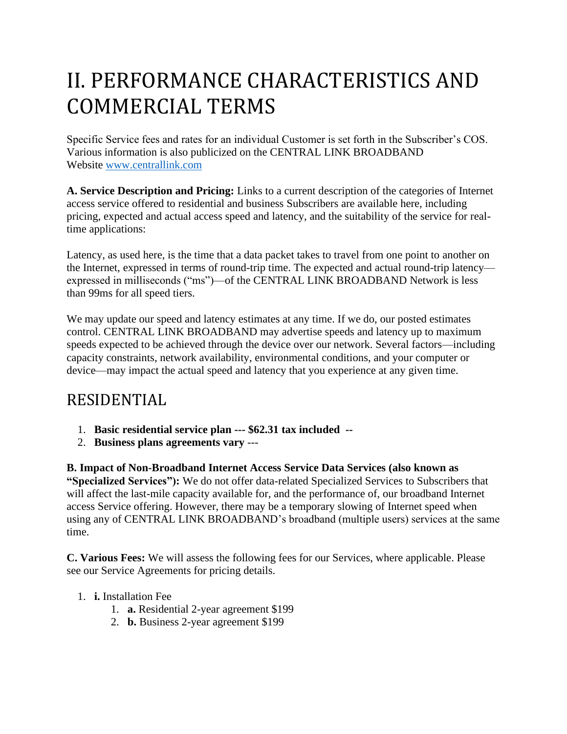# II. PERFORMANCE CHARACTERISTICS AND COMMERCIAL TERMS

Specific Service fees and rates for an individual Customer is set forth in the Subscriber's COS. Various information is also publicized on the CENTRAL LINK BROADBAND Website [www.centrallink.com](http://www.centrallink.com)

**A. Service Description and Pricing:** Links to a current description of the categories of Internet access service offered to residential and business Subscribers are available here, including pricing, expected and actual access speed and latency, and the suitability of the service for real-time applications:

Latency, as used here, is the time that a data packet takes to travel from one point to another on the Internet, expressed in terms of round-trip time. The expected and actual round-trip latency—expressed in milliseconds ("ms")—of the CENTRAL LINK BROADBAND Network is less than 99ms for all speed tiers.

We may update our speed and latency estimates at any time. If we do, our posted estimates control. CENTRAL LINK BROADBAND may advertise speeds and latency up to maximum speeds expected to be achieved through the device over our network. Several factors—including capacity constraints, network availability, environmental conditions, and your computer or device—may impact the actual speed and latency that you experience at any given time.

## RESIDENTIAL

1. **Basic residential service plan --- $62.31 tax included --**
2. **Business plans agreements vary** ---

**B. Impact of Non-Broadband Internet Access Service Data Services (also known as "Specialized Services"):** We do not offer data-related Specialized Services to Subscribers that will affect the last-mile capacity available for, and the performance of, our broadband Internet access Service offering. However, there may be a temporary slowing of Internet speed when using any of CENTRAL LINK BROADBAND's broadband (multiple users) services at the same time.

**C. Various Fees:** We will assess the following fees for our Services, where applicable. Please see our Service Agreements for pricing details.

1. **i.** Installation Fee
    1. **a.** Residential 2-year agreement $199
    2. **b.** Business 2-year agreement $199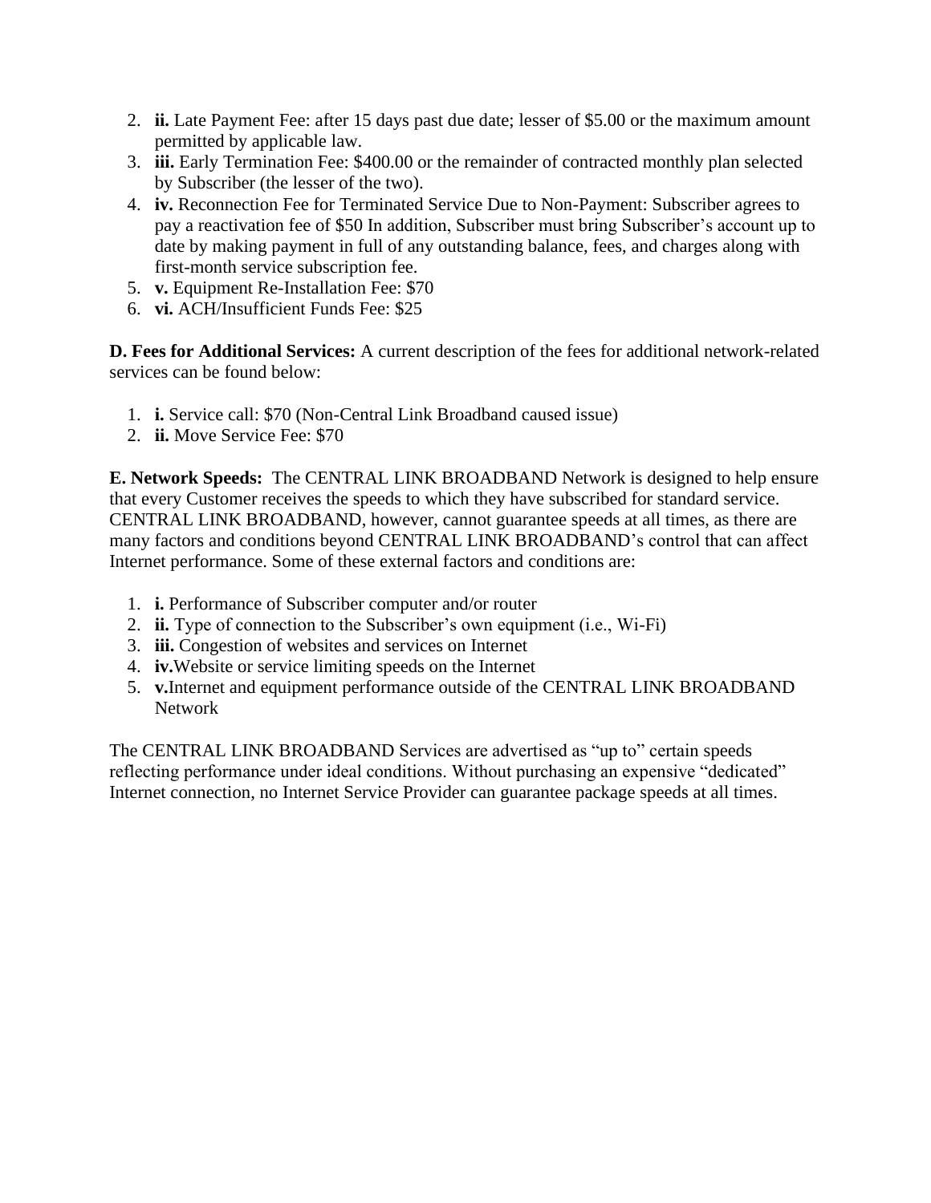2. **ii.** Late Payment Fee: after 15 days past due date; lesser of $5.00 or the maximum amount permitted by applicable law.
3. **iii.** Early Termination Fee: $400.00 or the remainder of contracted monthly plan selected by Subscriber (the lesser of the two).
4. **iv.** Reconnection Fee for Terminated Service Due to Non-Payment: Subscriber agrees to pay a reactivation fee of $50 In addition, Subscriber must bring Subscriber's account up to date by making payment in full of any outstanding balance, fees, and charges along with first-month service subscription fee.
5. **v.** Equipment Re-Installation Fee: $70
6. **vi.** ACH/Insufficient Funds Fee: $25

**D. Fees for Additional Services:** A current description of the fees for additional network-related services can be found below:

1. **i.** Service call: $70 (Non-Central Link Broadband caused issue)
2. **ii.** Move Service Fee: $70

**E. Network Speeds:** The CENTRAL LINK BROADBAND Network is designed to help ensure that every Customer receives the speeds to which they have subscribed for standard service. CENTRAL LINK BROADBAND, however, cannot guarantee speeds at all times, as there are many factors and conditions beyond CENTRAL LINK BROADBAND's control that can affect Internet performance. Some of these external factors and conditions are:

1. **i.** Performance of Subscriber computer and/or router
2. **ii.** Type of connection to the Subscriber's own equipment (i.e., Wi-Fi)
3. **iii.** Congestion of websites and services on Internet
4. **iv.**Website or service limiting speeds on the Internet
5. **v.**Internet and equipment performance outside of the CENTRAL LINK BROADBAND Network

The CENTRAL LINK BROADBAND Services are advertised as "up to" certain speeds reflecting performance under ideal conditions. Without purchasing an expensive "dedicated" Internet connection, no Internet Service Provider can guarantee package speeds at all times.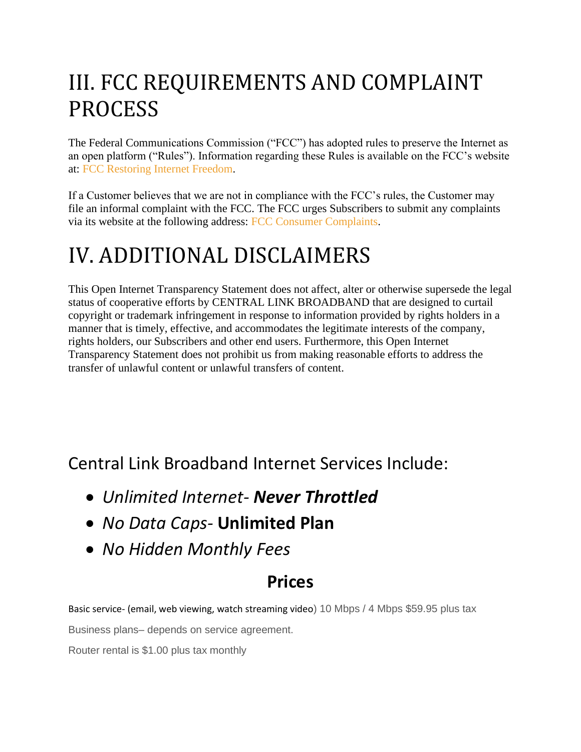# III. FCC REQUIREMENTS AND COMPLAINT PROCESS

The Federal Communications Commission ("FCC") has adopted rules to preserve the Internet as an open platform ("Rules"). Information regarding these Rules is available on the FCC's website at: FCC Restoring Internet Freedom.

If a Customer believes that we are not in compliance with the FCC's rules, the Customer may file an informal complaint with the FCC. The FCC urges Subscribers to submit any complaints via its website at the following address: FCC Consumer Complaints.

# IV. ADDITIONAL DISCLAIMERS

This Open Internet Transparency Statement does not affect, alter or otherwise supersede the legal status of cooperative efforts by CENTRAL LINK BROADBAND that are designed to curtail copyright or trademark infringement in response to information provided by rights holders in a manner that is timely, effective, and accommodates the legitimate interests of the company, rights holders, our Subscribers and other end users. Furthermore, this Open Internet Transparency Statement does not prohibit us from making reasonable efforts to address the transfer of unlawful content or unlawful transfers of content.

## Central Link Broadband Internet Services Include:

- *Unlimited Internet-* ***Never Throttled***
- *No Data Caps-* **Unlimited Plan**
- *No Hidden Monthly Fees*

## Prices

Basic service- (email, web viewing, watch streaming video) 10 Mbps / 4 Mbps $59.95 plus tax

Business plans– depends on service agreement.

Router rental is $1.00 plus tax monthly